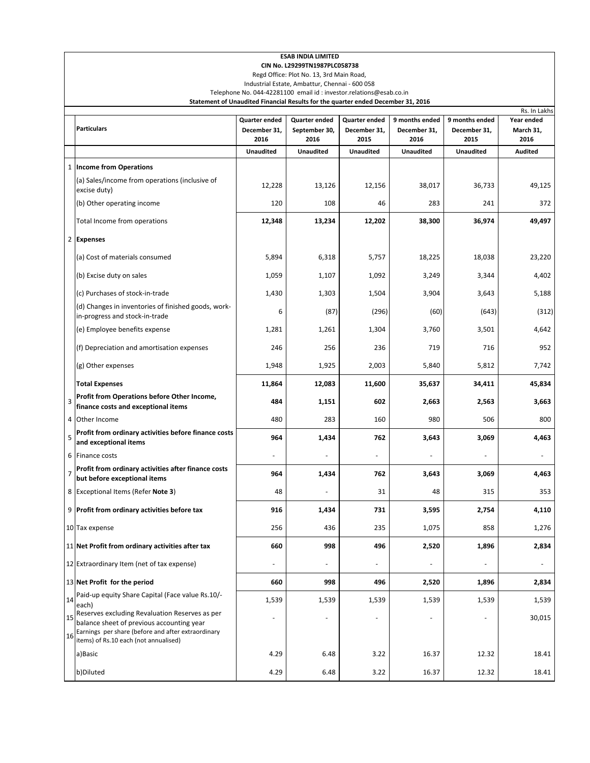**ESAB INDIA LIMITED**

**CIN No. L29299TN1987PLC058738**

Regd Office: Plot No. 13, 3rd Main Road,

Industrial Estate, Ambattur, Chennai - 600 058

Telephone No. 044-42281100 email id : investor.relations@esab.co.in

**Statement of Unaudited Financial Results for the quarter ended December 31, 2016**

Rs. In Lakhs

| | Particulars | Quarter ended December 31, 2016 | Quarter ended September 30, 2016 | Quarter ended December 31, 2015 | 9 months ended December 31, 2016 | 9 months ended December 31, 2015 | Year ended March 31, 2016 |
|---|---|---|---|---|---|---|---|
| | | Unaudited | Unaudited | Unaudited | Unaudited | Unaudited | Audited |
| 1 | **Income from Operations** | | | | | | |
| | (a) Sales/income from operations (inclusive of excise duty) | 12,228 | 13,126 | 12,156 | 38,017 | 36,733 | 49,125 |
| | (b) Other operating income | 120 | 108 | 46 | 283 | 241 | 372 |
| | Total Income from operations | **12,348** | **13,234** | **12,202** | **38,300** | **36,974** | **49,497** |
| 2 | **Expenses** | | | | | | |
| | (a) Cost of materials consumed | 5,894 | 6,318 | 5,757 | 18,225 | 18,038 | 23,220 |
| | (b) Excise duty on sales | 1,059 | 1,107 | 1,092 | 3,249 | 3,344 | 4,402 |
| | (c) Purchases of stock-in-trade | 1,430 | 1,303 | 1,504 | 3,904 | 3,643 | 5,188 |
| | (d) Changes in inventories of finished goods, work-in-progress and stock-in-trade | 6 | (87) | (296) | (60) | (643) | (312) |
| | (e) Employee benefits expense | 1,281 | 1,261 | 1,304 | 3,760 | 3,501 | 4,642 |
| | (f) Depreciation and amortisation expenses | 246 | 256 | 236 | 719 | 716 | 952 |
| | (g) Other expenses | 1,948 | 1,925 | 2,003 | 5,840 | 5,812 | 7,742 |
| | **Total Expenses** | **11,864** | **12,083** | **11,600** | **35,637** | **34,411** | **45,834** |
| 3 | **Profit from Operations before Other Income, finance costs and exceptional items** | **484** | **1,151** | **602** | **2,663** | **2,563** | **3,663** |
| 4 | Other Income | 480 | 283 | 160 | 980 | 506 | 800 |
| 5 | **Profit from ordinary activities before finance costs and exceptional items** | **964** | **1,434** | **762** | **3,643** | **3,069** | **4,463** |
| 6 | Finance costs | - | - | - | - | - | - |
| 7 | **Profit from ordinary activities after finance costs but before exceptional items** | **964** | **1,434** | **762** | **3,643** | **3,069** | **4,463** |
| 8 | Exceptional Items (Refer **Note 3**) | 48 | - | 31 | 48 | 315 | 353 |
| 9 | **Profit from ordinary activities before tax** | **916** | **1,434** | **731** | **3,595** | **2,754** | **4,110** |
| 10 | Tax expense | 256 | 436 | 235 | 1,075 | 858 | 1,276 |
| 11 | **Net Profit from ordinary activities after tax** | **660** | **998** | **496** | **2,520** | **1,896** | **2,834** |
| 12 | Extraordinary Item (net of tax expense) | - | - | - | - | - | - |
| 13 | **Net Profit for the period** | **660** | **998** | **496** | **2,520** | **1,896** | **2,834** |
| 14 | Paid-up equity Share Capital (Face value Rs.10/- each) | 1,539 | 1,539 | 1,539 | 1,539 | 1,539 | 1,539 |
| 15 | Reserves excluding Revaluation Reserves as per balance sheet of previous accounting year | - | - | - | - | - | 30,015 |
| 16 | Earnings per share (before and after extraordinary items) of Rs.10 each (not annualised) | | | | | | |
| | a)Basic | 4.29 | 6.48 | 3.22 | 16.37 | 12.32 | 18.41 |
| | b)Diluted | 4.29 | 6.48 | 3.22 | 16.37 | 12.32 | 18.41 |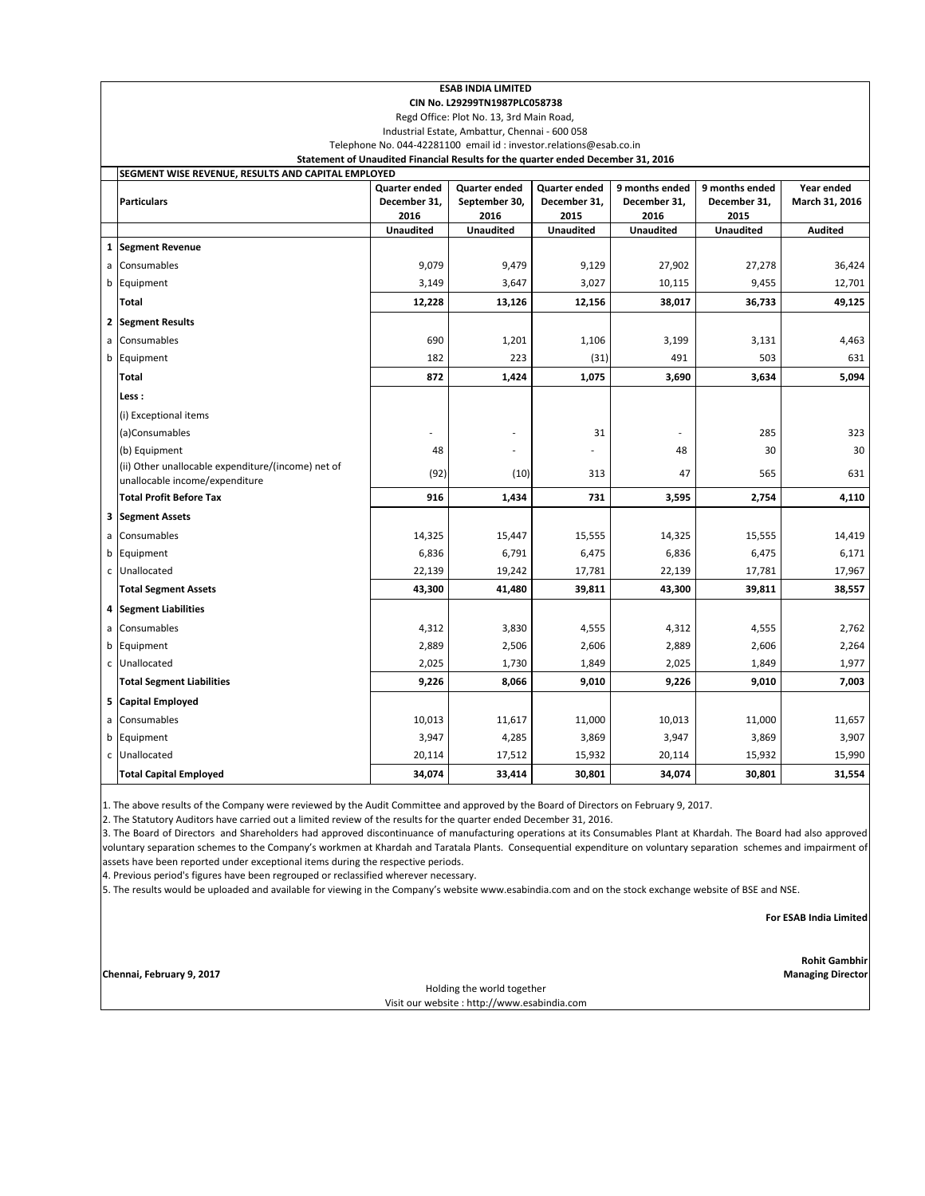**ESAB INDIA LIMITED**

**CIN No. L29299TN1987PLC058738**

Regd Office: Plot No. 13, 3rd Main Road,

Industrial Estate, Ambattur, Chennai - 600 058

Telephone No. 044-42281100 email id : investor.relations@esab.co.in

**Statement of Unaudited Financial Results for the quarter ended December 31, 2016**

**SEGMENT WISE REVENUE, RESULTS AND CAPITAL EMPLOYED**

| | Particulars | Quarter ended December 31, 2016 | Quarter ended September 30, 2016 | Quarter ended December 31, 2015 | 9 months ended December 31, 2016 | 9 months ended December 31, 2015 | Year ended March 31, 2016 |
|---|---|---|---|---|---|---|---|
| | | Unaudited | Unaudited | Unaudited | Unaudited | Unaudited | Audited |
| 1 | **Segment Revenue** | | | | | | |
| a | Consumables | 9,079 | 9,479 | 9,129 | 27,902 | 27,278 | 36,424 |
| b | Equipment | 3,149 | 3,647 | 3,027 | 10,115 | 9,455 | 12,701 |
| | **Total** | **12,228** | **13,126** | **12,156** | **38,017** | **36,733** | **49,125** |
| 2 | **Segment Results** | | | | | | |
| a | Consumables | 690 | 1,201 | 1,106 | 3,199 | 3,131 | 4,463 |
| b | Equipment | 182 | 223 | (31) | 491 | 503 | 631 |
| | **Total** | **872** | **1,424** | **1,075** | **3,690** | **3,634** | **5,094** |
| | **Less :** | | | | | | |
| | (i) Exceptional items | | | | | | |
| | (a)Consumables | - | - | 31 | - | 285 | 323 |
| | (b) Equipment | 48 | - | - | 48 | 30 | 30 |
| | (ii) Other unallocable expenditure/(income) net of unallocable income/expenditure | (92) | (10) | 313 | 47 | 565 | 631 |
| | **Total Profit Before Tax** | **916** | **1,434** | **731** | **3,595** | **2,754** | **4,110** |
| 3 | **Segment Assets** | | | | | | |
| a | Consumables | 14,325 | 15,447 | 15,555 | 14,325 | 15,555 | 14,419 |
| b | Equipment | 6,836 | 6,791 | 6,475 | 6,836 | 6,475 | 6,171 |
| c | Unallocated | 22,139 | 19,242 | 17,781 | 22,139 | 17,781 | 17,967 |
| | **Total Segment Assets** | **43,300** | **41,480** | **39,811** | **43,300** | **39,811** | **38,557** |
| 4 | **Segment Liabilities** | | | | | | |
| a | Consumables | 4,312 | 3,830 | 4,555 | 4,312 | 4,555 | 2,762 |
| b | Equipment | 2,889 | 2,506 | 2,606 | 2,889 | 2,606 | 2,264 |
| c | Unallocated | 2,025 | 1,730 | 1,849 | 2,025 | 1,849 | 1,977 |
| | **Total Segment Liabilities** | **9,226** | **8,066** | **9,010** | **9,226** | **9,010** | **7,003** |
| 5 | **Capital Employed** | | | | | | |
| a | Consumables | 10,013 | 11,617 | 11,000 | 10,013 | 11,000 | 11,657 |
| b | Equipment | 3,947 | 4,285 | 3,869 | 3,947 | 3,869 | 3,907 |
| c | Unallocated | 20,114 | 17,512 | 15,932 | 20,114 | 15,932 | 15,990 |
| | **Total Capital Employed** | **34,074** | **33,414** | **30,801** | **34,074** | **30,801** | **31,554** |

1. The above results of the Company were reviewed by the Audit Committee and approved by the Board of Directors on February 9, 2017.
2. The Statutory Auditors have carried out a limited review of the results for the quarter ended December 31, 2016.
3. The Board of Directors and Shareholders had approved discontinuance of manufacturing operations at its Consumables Plant at Khardah. The Board had also approved voluntary separation schemes to the Company's workmen at Khardah and Taratala Plants. Consequential expenditure on voluntary separation schemes and impairment of assets have been reported under exceptional items during the respective periods.
4. Previous period's figures have been regrouped or reclassified wherever necessary.
5. The results would be uploaded and available for viewing in the Company's website www.esabindia.com and on the stock exchange website of BSE and NSE.

**For ESAB India Limited**

**Rohit Gambhir**
**Managing Director**

**Chennai, February 9, 2017**

Holding the world together
Visit our website : http://www.esabindia.com